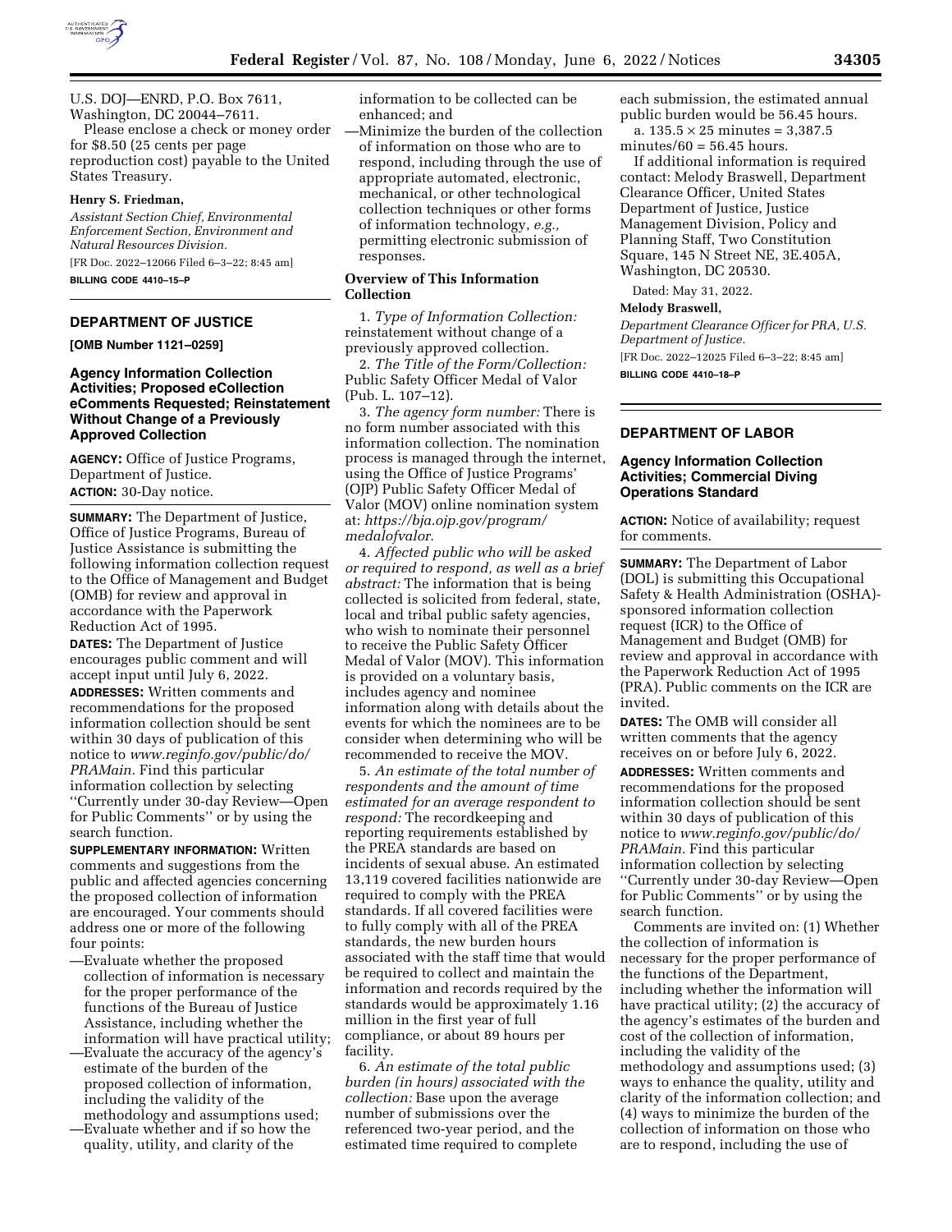U.S. DOJ—ENRD, P.O. Box 7611, Washington, DC 20044–7611.

Please enclose a check or money order for $8.50 (25 cents per page reproduction cost) payable to the United States Treasury.

**Henry S. Friedman,**

*Assistant Section Chief, Environmental Enforcement Section, Environment and Natural Resources Division.*

[FR Doc. 2022–12066 Filed 6–3–22; 8:45 am]

**BILLING CODE 4410–15–P**

## DEPARTMENT OF JUSTICE

**[OMB Number 1121–0259]**

### Agency Information Collection Activities; Proposed eCollection eComments Requested; Reinstatement Without Change of a Previously Approved Collection

**AGENCY:** Office of Justice Programs, Department of Justice.

**ACTION:** 30-Day notice.

**SUMMARY:** The Department of Justice, Office of Justice Programs, Bureau of Justice Assistance is submitting the following information collection request to the Office of Management and Budget (OMB) for review and approval in accordance with the Paperwork Reduction Act of 1995.

**DATES:** The Department of Justice encourages public comment and will accept input until July 6, 2022.

**ADDRESSES:** Written comments and recommendations for the proposed information collection should be sent within 30 days of publication of this notice to *www.reginfo.gov/public/do/PRAMain.* Find this particular information collection by selecting ''Currently under 30-day Review—Open for Public Comments'' or by using the search function.

**SUPPLEMENTARY INFORMATION:** Written comments and suggestions from the public and affected agencies concerning the proposed collection of information are encouraged. Your comments should address one or more of the following four points:

—Evaluate whether the proposed collection of information is necessary for the proper performance of the functions of the Bureau of Justice Assistance, including whether the information will have practical utility;

—Evaluate the accuracy of the agency's estimate of the burden of the proposed collection of information, including the validity of the methodology and assumptions used;

—Evaluate whether and if so how the quality, utility, and clarity of the information to be collected can be enhanced; and

—Minimize the burden of the collection of information on those who are to respond, including through the use of appropriate automated, electronic, mechanical, or other technological collection techniques or other forms of information technology, *e.g.,* permitting electronic submission of responses.

#### Overview of This Information Collection

1. *Type of Information Collection:* reinstatement without change of a previously approved collection.

2. *The Title of the Form/Collection:* Public Safety Officer Medal of Valor (Pub. L. 107–12).

3. *The agency form number:* There is no form number associated with this information collection. The nomination process is managed through the internet, using the Office of Justice Programs' (OJP) Public Safety Officer Medal of Valor (MOV) online nomination system at: *https://bja.ojp.gov/program/medalofvalor*.

4. *Affected public who will be asked or required to respond, as well as a brief abstract:* The information that is being collected is solicited from federal, state, local and tribal public safety agencies, who wish to nominate their personnel to receive the Public Safety Officer Medal of Valor (MOV). This information is provided on a voluntary basis, includes agency and nominee information along with details about the events for which the nominees are to be consider when determining who will be recommended to receive the MOV.

5. *An estimate of the total number of respondents and the amount of time estimated for an average respondent to respond:* The recordkeeping and reporting requirements established by the PREA standards are based on incidents of sexual abuse. An estimated 13,119 covered facilities nationwide are required to comply with the PREA standards. If all covered facilities were to fully comply with all of the PREA standards, the new burden hours associated with the staff time that would be required to collect and maintain the information and records required by the standards would be approximately 1.16 million in the first year of full compliance, or about 89 hours per facility.

6. *An estimate of the total public burden (in hours) associated with the collection:* Base upon the average number of submissions over the referenced two-year period, and the estimated time required to complete each submission, the estimated annual public burden would be 56.45 hours.

a. $135.5 \times 25$ minutes = 3,387.5 minutes/60 = 56.45 hours.

If additional information is required contact: Melody Braswell, Department Clearance Officer, United States Department of Justice, Justice Management Division, Policy and Planning Staff, Two Constitution Square, 145 N Street NE, 3E.405A, Washington, DC 20530.

Dated: May 31, 2022.

**Melody Braswell,**

*Department Clearance Officer for PRA, U.S. Department of Justice.*

[FR Doc. 2022–12025 Filed 6–3–22; 8:45 am]

**BILLING CODE 4410–18–P**

## DEPARTMENT OF LABOR

### Agency Information Collection Activities; Commercial Diving Operations Standard

**ACTION:** Notice of availability; request for comments.

**SUMMARY:** The Department of Labor (DOL) is submitting this Occupational Safety & Health Administration (OSHA)-sponsored information collection request (ICR) to the Office of Management and Budget (OMB) for review and approval in accordance with the Paperwork Reduction Act of 1995 (PRA). Public comments on the ICR are invited.

**DATES:** The OMB will consider all written comments that the agency receives on or before July 6, 2022.

**ADDRESSES:** Written comments and recommendations for the proposed information collection should be sent within 30 days of publication of this notice to *www.reginfo.gov/public/do/PRAMain.* Find this particular information collection by selecting ''Currently under 30-day Review—Open for Public Comments'' or by using the search function.

Comments are invited on: (1) Whether the collection of information is necessary for the proper performance of the functions of the Department, including whether the information will have practical utility; (2) the accuracy of the agency's estimates of the burden and cost of the collection of information, including the validity of the methodology and assumptions used; (3) ways to enhance the quality, utility and clarity of the information collection; and (4) ways to minimize the burden of the collection of information on those who are to respond, including the use of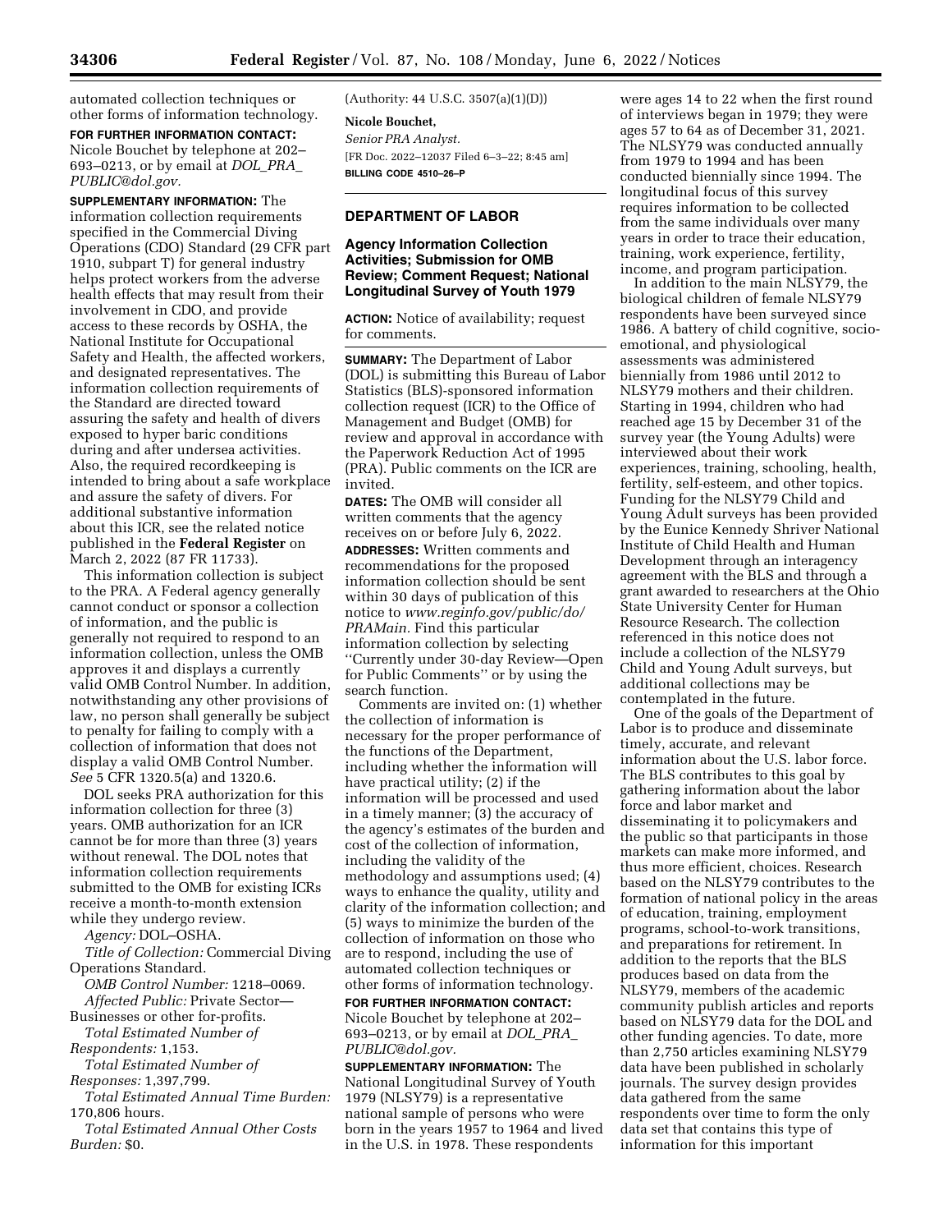automated collection techniques or other forms of information technology.

**FOR FURTHER INFORMATION CONTACT:** Nicole Bouchet by telephone at 202–693–0213, or by email at *DOL_PRA_PUBLIC@dol.gov.*

**SUPPLEMENTARY INFORMATION:** The information collection requirements specified in the Commercial Diving Operations (CDO) Standard (29 CFR part 1910, subpart T) for general industry helps protect workers from the adverse health effects that may result from their involvement in CDO, and provide access to these records by OSHA, the National Institute for Occupational Safety and Health, the affected workers, and designated representatives. The information collection requirements of the Standard are directed toward assuring the safety and health of divers exposed to hyper baric conditions during and after undersea activities. Also, the required recordkeeping is intended to bring about a safe workplace and assure the safety of divers. For additional substantive information about this ICR, see the related notice published in the **Federal Register** on March 2, 2022 (87 FR 11733).

This information collection is subject to the PRA. A Federal agency generally cannot conduct or sponsor a collection of information, and the public is generally not required to respond to an information collection, unless the OMB approves it and displays a currently valid OMB Control Number. In addition, notwithstanding any other provisions of law, no person shall generally be subject to penalty for failing to comply with a collection of information that does not display a valid OMB Control Number. *See* 5 CFR 1320.5(a) and 1320.6.

DOL seeks PRA authorization for this information collection for three (3) years. OMB authorization for an ICR cannot be for more than three (3) years without renewal. The DOL notes that information collection requirements submitted to the OMB for existing ICRs receive a month-to-month extension while they undergo review.

*Agency:* DOL–OSHA.

*Title of Collection:* Commercial Diving Operations Standard.

*OMB Control Number:* 1218–0069.

*Affected Public:* Private Sector—Businesses or other for-profits.

*Total Estimated Number of Respondents:* 1,153.

*Total Estimated Number of Responses:* 1,397,799.

*Total Estimated Annual Time Burden:* 170,806 hours.

*Total Estimated Annual Other Costs Burden:* $0.

(Authority: 44 U.S.C. 3507(a)(1)(D))

**Nicole Bouchet,**

*Senior PRA Analyst.*

[FR Doc. 2022–12037 Filed 6–3–22; 8:45 am]

**BILLING CODE 4510–26–P**

## DEPARTMENT OF LABOR

### Agency Information Collection Activities; Submission for OMB Review; Comment Request; National Longitudinal Survey of Youth 1979

**ACTION:** Notice of availability; request for comments.

**SUMMARY:** The Department of Labor (DOL) is submitting this Bureau of Labor Statistics (BLS)-sponsored information collection request (ICR) to the Office of Management and Budget (OMB) for review and approval in accordance with the Paperwork Reduction Act of 1995 (PRA). Public comments on the ICR are invited.

**DATES:** The OMB will consider all written comments that the agency receives on or before July 6, 2022.

**ADDRESSES:** Written comments and recommendations for the proposed information collection should be sent within 30 days of publication of this notice to *www.reginfo.gov/public/do/PRAMain.* Find this particular information collection by selecting "Currently under 30-day Review—Open for Public Comments" or by using the search function.

Comments are invited on: (1) whether the collection of information is necessary for the proper performance of the functions of the Department, including whether the information will have practical utility; (2) if the information will be processed and used in a timely manner; (3) the accuracy of the agency's estimates of the burden and cost of the collection of information, including the validity of the methodology and assumptions used; (4) ways to enhance the quality, utility and clarity of the information collection; and (5) ways to minimize the burden of the collection of information on those who are to respond, including the use of automated collection techniques or other forms of information technology.

**FOR FURTHER INFORMATION CONTACT:** Nicole Bouchet by telephone at 202–693–0213, or by email at *DOL_PRA_PUBLIC@dol.gov.*

**SUPPLEMENTARY INFORMATION:** The National Longitudinal Survey of Youth 1979 (NLSY79) is a representative national sample of persons who were born in the years 1957 to 1964 and lived in the U.S. in 1978. These respondents were ages 14 to 22 when the first round of interviews began in 1979; they were ages 57 to 64 as of December 31, 2021. The NLSY79 was conducted annually from 1979 to 1994 and has been conducted biennially since 1994. The longitudinal focus of this survey requires information to be collected from the same individuals over many years in order to trace their education, training, work experience, fertility, income, and program participation.

In addition to the main NLSY79, the biological children of female NLSY79 respondents have been surveyed since 1986. A battery of child cognitive, socio-emotional, and physiological assessments was administered biennially from 1986 until 2012 to NLSY79 mothers and their children. Starting in 1994, children who had reached age 15 by December 31 of the survey year (the Young Adults) were interviewed about their work experiences, training, schooling, health, fertility, self-esteem, and other topics. Funding for the NLSY79 Child and Young Adult surveys has been provided by the Eunice Kennedy Shriver National Institute of Child Health and Human Development through an interagency agreement with the BLS and through a grant awarded to researchers at the Ohio State University Center for Human Resource Research. The collection referenced in this notice does not include a collection of the NLSY79 Child and Young Adult surveys, but additional collections may be contemplated in the future.

One of the goals of the Department of Labor is to produce and disseminate timely, accurate, and relevant information about the U.S. labor force. The BLS contributes to this goal by gathering information about the labor force and labor market and disseminating it to policymakers and the public so that participants in those markets can make more informed, and thus more efficient, choices. Research based on the NLSY79 contributes to the formation of national policy in the areas of education, training, employment programs, school-to-work transitions, and preparations for retirement. In addition to the reports that the BLS produces based on data from the NLSY79, members of the academic community publish articles and reports based on NLSY79 data for the DOL and other funding agencies. To date, more than 2,750 articles examining NLSY79 data have been published in scholarly journals. The survey design provides data gathered from the same respondents over time to form the only data set that contains this type of information for this important